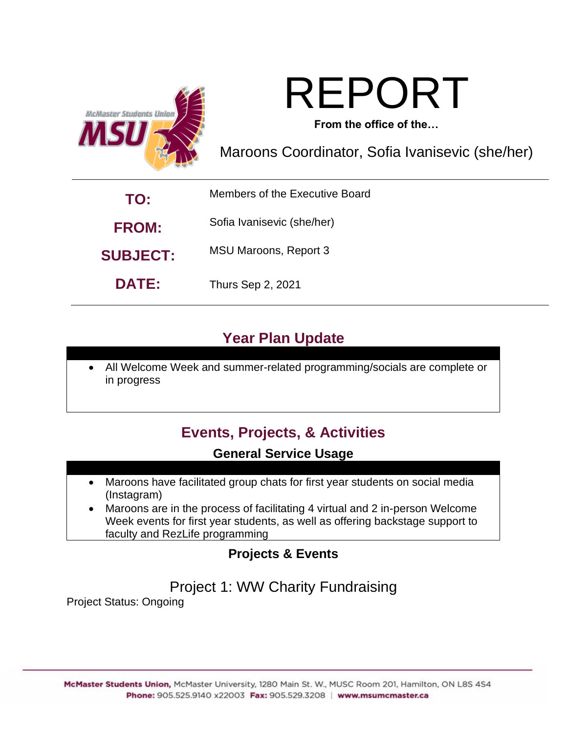# REPORT

**From the office of the…**

Maroons Coordinator, Sofia Ivanisevic (she/her)

| | |
|---|---|
| **TO:** | Members of the Executive Board |
| **FROM:** | Sofia Ivanisevic (she/her) |
| **SUBJECT:** | MSU Maroons, Report 3 |
| **DATE:** | Thurs Sep 2, 2021 |

## Year Plan Update

- All Welcome Week and summer-related programming/socials are complete or in progress

## Events, Projects, & Activities

### General Service Usage

- Maroons have facilitated group chats for first year students on social media (Instagram)
- Maroons are in the process of facilitating 4 virtual and 2 in-person Welcome Week events for first year students, as well as offering backstage support to faculty and RezLife programming

### Projects & Events

#### Project 1: WW Charity Fundraising

Project Status: Ongoing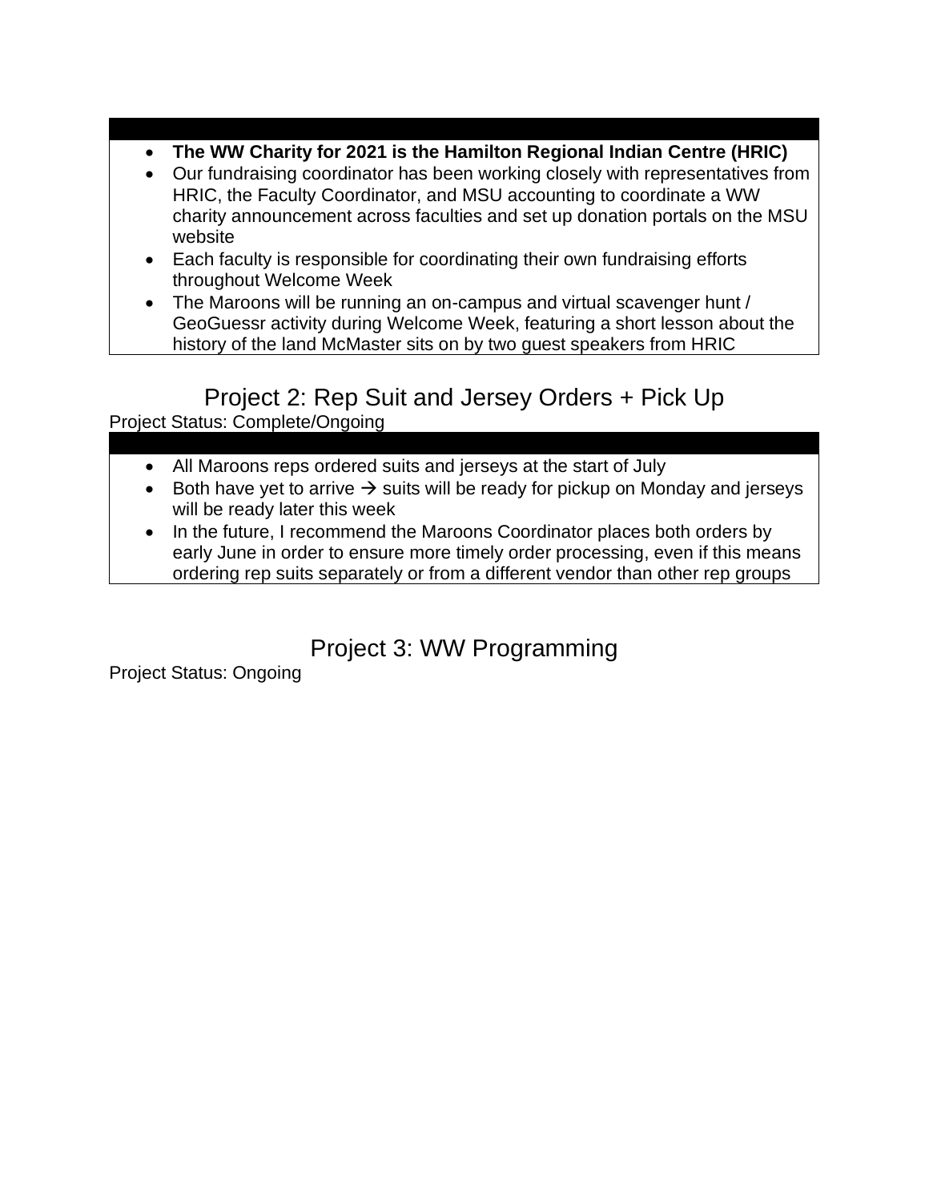- **The WW Charity for 2021 is the Hamilton Regional Indian Centre (HRIC)**
- Our fundraising coordinator has been working closely with representatives from HRIC, the Faculty Coordinator, and MSU accounting to coordinate a WW charity announcement across faculties and set up donation portals on the MSU website
- Each faculty is responsible for coordinating their own fundraising efforts throughout Welcome Week
- The Maroons will be running an on-campus and virtual scavenger hunt / GeoGuessr activity during Welcome Week, featuring a short lesson about the history of the land McMaster sits on by two guest speakers from HRIC

## Project 2: Rep Suit and Jersey Orders + Pick Up

Project Status: Complete/Ongoing

- All Maroons reps ordered suits and jerseys at the start of July
- Both have yet to arrive → suits will be ready for pickup on Monday and jerseys will be ready later this week
- In the future, I recommend the Maroons Coordinator places both orders by early June in order to ensure more timely order processing, even if this means ordering rep suits separately or from a different vendor than other rep groups

## Project 3: WW Programming

Project Status: Ongoing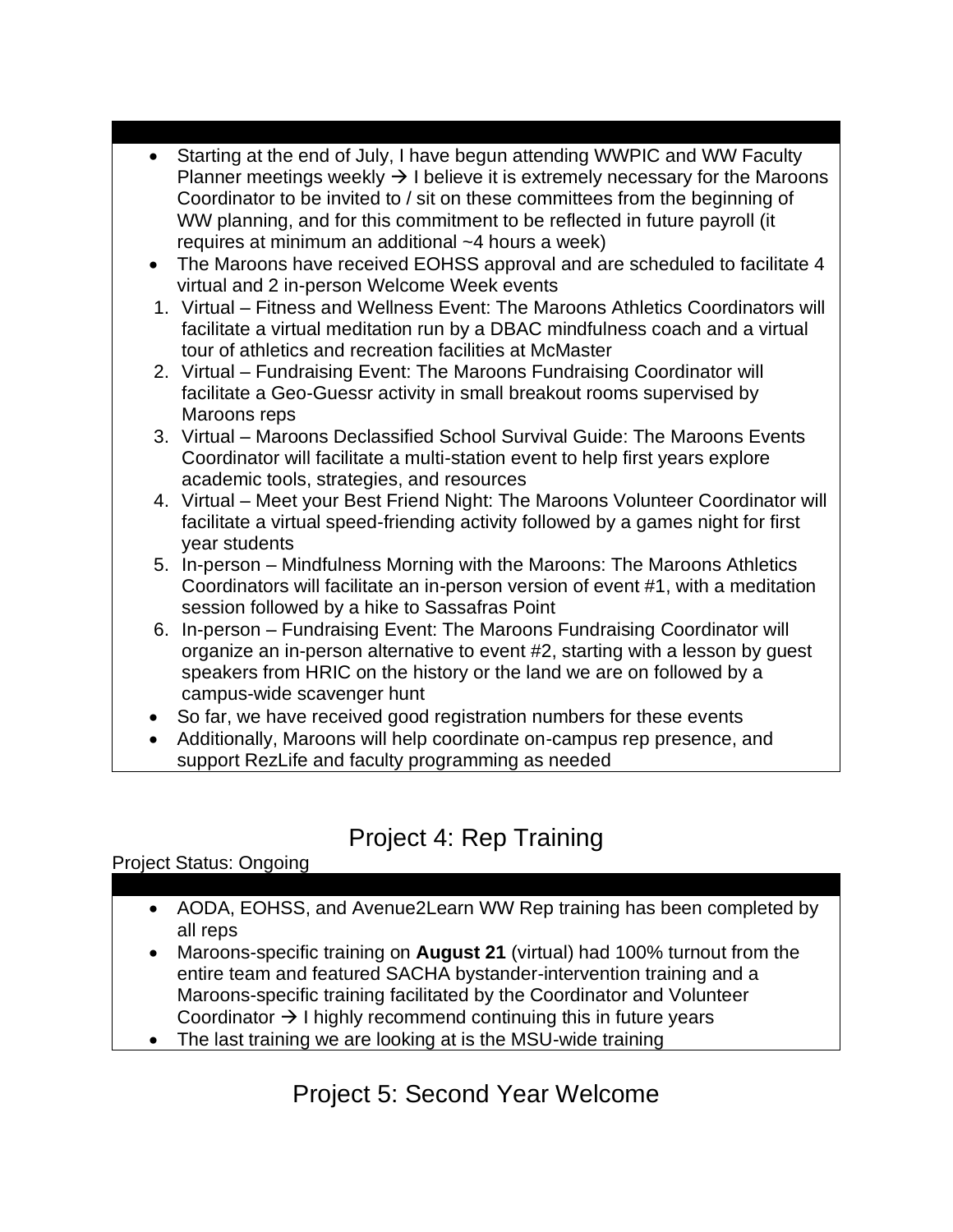- Starting at the end of July, I have begun attending WWPIC and WW Faculty Planner meetings weekly → I believe it is extremely necessary for the Maroons Coordinator to be invited to / sit on these committees from the beginning of WW planning, and for this commitment to be reflected in future payroll (it requires at minimum an additional ~4 hours a week)
- The Maroons have received EOHSS approval and are scheduled to facilitate 4 virtual and 2 in-person Welcome Week events

1. Virtual – Fitness and Wellness Event: The Maroons Athletics Coordinators will facilitate a virtual meditation run by a DBAC mindfulness coach and a virtual tour of athletics and recreation facilities at McMaster
2. Virtual – Fundraising Event: The Maroons Fundraising Coordinator will facilitate a Geo-Guessr activity in small breakout rooms supervised by Maroons reps
3. Virtual – Maroons Declassified School Survival Guide: The Maroons Events Coordinator will facilitate a multi-station event to help first years explore academic tools, strategies, and resources
4. Virtual – Meet your Best Friend Night: The Maroons Volunteer Coordinator will facilitate a virtual speed-friending activity followed by a games night for first year students
5. In-person – Mindfulness Morning with the Maroons: The Maroons Athletics Coordinators will facilitate an in-person version of event #1, with a meditation session followed by a hike to Sassafras Point
6. In-person – Fundraising Event: The Maroons Fundraising Coordinator will organize an in-person alternative to event #2, starting with a lesson by guest speakers from HRIC on the history or the land we are on followed by a campus-wide scavenger hunt

- So far, we have received good registration numbers for these events
- Additionally, Maroons will help coordinate on-campus rep presence, and support RezLife and faculty programming as needed

## Project 4: Rep Training

Project Status: Ongoing

- AODA, EOHSS, and Avenue2Learn WW Rep training has been completed by all reps
- Maroons-specific training on **August 21** (virtual) had 100% turnout from the entire team and featured SACHA bystander-intervention training and a Maroons-specific training facilitated by the Coordinator and Volunteer Coordinator → I highly recommend continuing this in future years
- The last training we are looking at is the MSU-wide training

## Project 5: Second Year Welcome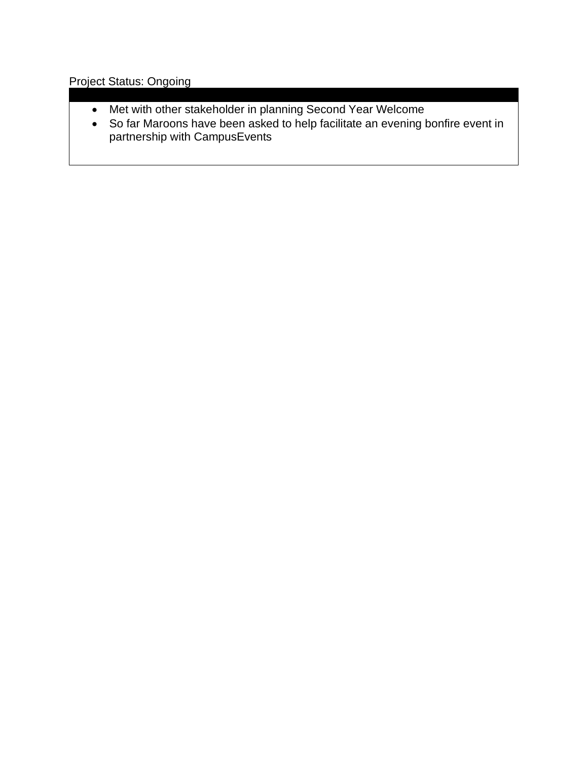Project Status: Ongoing

- Met with other stakeholder in planning Second Year Welcome
- So far Maroons have been asked to help facilitate an evening bonfire event in partnership with CampusEvents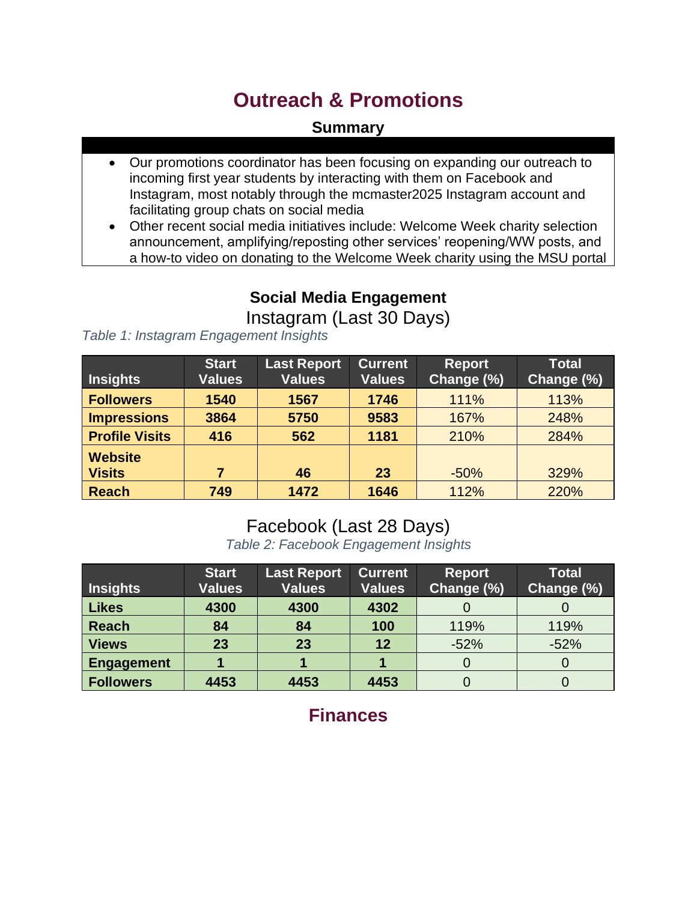# Outreach & Promotions

## Summary

- Our promotions coordinator has been focusing on expanding our outreach to incoming first year students by interacting with them on Facebook and Instagram, most notably through the mcmaster2025 Instagram account and facilitating group chats on social media
- Other recent social media initiatives include: Welcome Week charity selection announcement, amplifying/reposting other services' reopening/WW posts, and a how-to video on donating to the Welcome Week charity using the MSU portal

## Social Media Engagement

### Instagram (Last 30 Days)

*Table 1: Instagram Engagement Insights*

| Insights | Start Values | Last Report Values | Current Values | Report Change (%) | Total Change (%) |
|---|---|---|---|---|---|
| **Followers** | **1540** | **1567** | **1746** | 111% | 113% |
| **Impressions** | **3864** | **5750** | **9583** | 167% | 248% |
| **Profile Visits** | **416** | **562** | **1181** | 210% | 284% |
| **Website Visits** | **7** | **46** | **23** | -50% | 329% |
| **Reach** | **749** | **1472** | **1646** | 112% | 220% |

### Facebook (Last 28 Days)

*Table 2: Facebook Engagement Insights*

| Insights | Start Values | Last Report Values | Current Values | Report Change (%) | Total Change (%) |
|---|---|---|---|---|---|
| **Likes** | **4300** | **4300** | **4302** | 0 | 0 |
| **Reach** | **84** | **84** | **100** | 119% | 119% |
| **Views** | **23** | **23** | **12** | -52% | -52% |
| **Engagement** | **1** | **1** | **1** | 0 | 0 |
| **Followers** | **4453** | **4453** | **4453** | 0 | 0 |

# Finances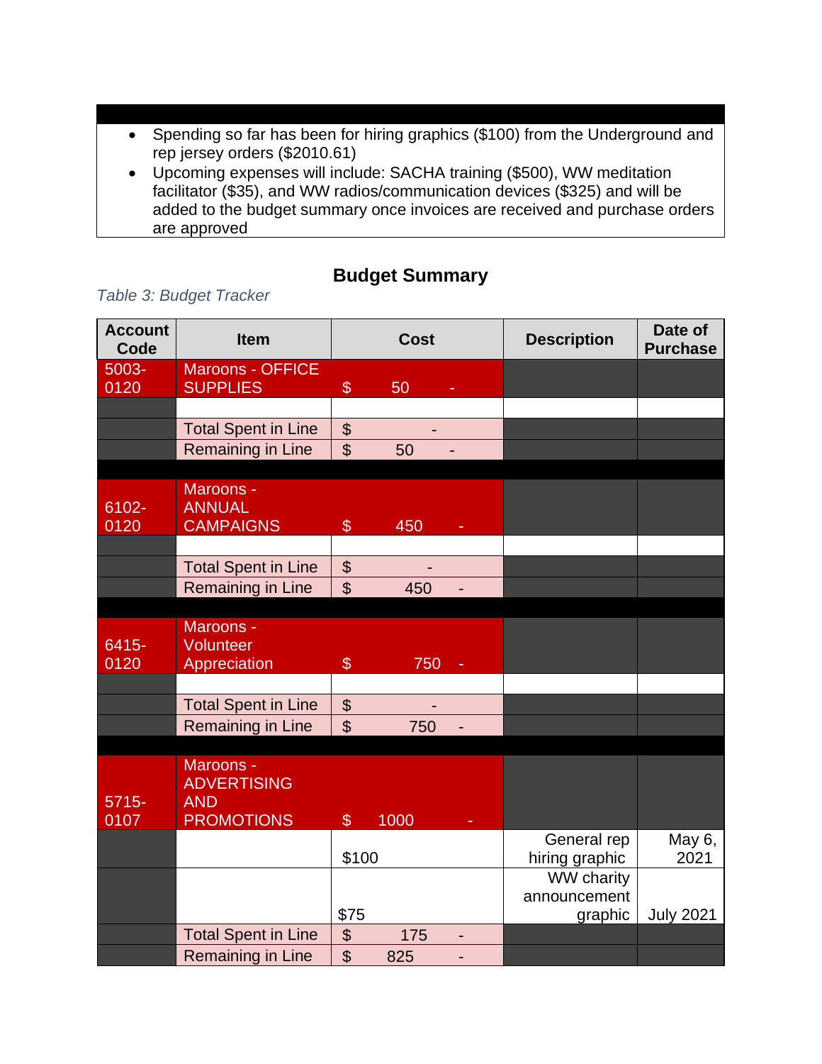- Spending so far has been for hiring graphics ($100) from the Underground and rep jersey orders ($2010.61)
- Upcoming expenses will include: SACHA training ($500), WW meditation facilitator ($35), and WW radios/communication devices ($325) and will be added to the budget summary once invoices are received and purchase orders are approved

## Budget Summary

*Table 3: Budget Tracker*

| Account Code | Item | Cost | Description | Date of Purchase |
|---|---|---|---|---|
| 5003-0120 | Maroons - OFFICE SUPPLIES | $ 50 - | | |
| | | | | |
| | Total Spent in Line | $ - | | |
| | Remaining in Line | $ 50 - | | |
| | | | | |
| 6102-0120 | Maroons - ANNUAL CAMPAIGNS | $ 450 - | | |
| | | | | |
| | Total Spent in Line | $ - | | |
| | Remaining in Line | $ 450 - | | |
| | | | | |
| 6415-0120 | Maroons - Volunteer Appreciation | $ 750 - | | |
| | | | | |
| | Total Spent in Line | $ - | | |
| | Remaining in Line | $ 750 - | | |
| | | | | |
| 5715-0107 | Maroons - ADVERTISING AND PROMOTIONS | $ 1000 - | | |
| | | $100 | General rep hiring graphic | May 6, 2021 |
| | | $75 | WW charity announcement graphic | July 2021 |
| | Total Spent in Line | $ 175 - | | |
| | Remaining in Line | $ 825 - | | |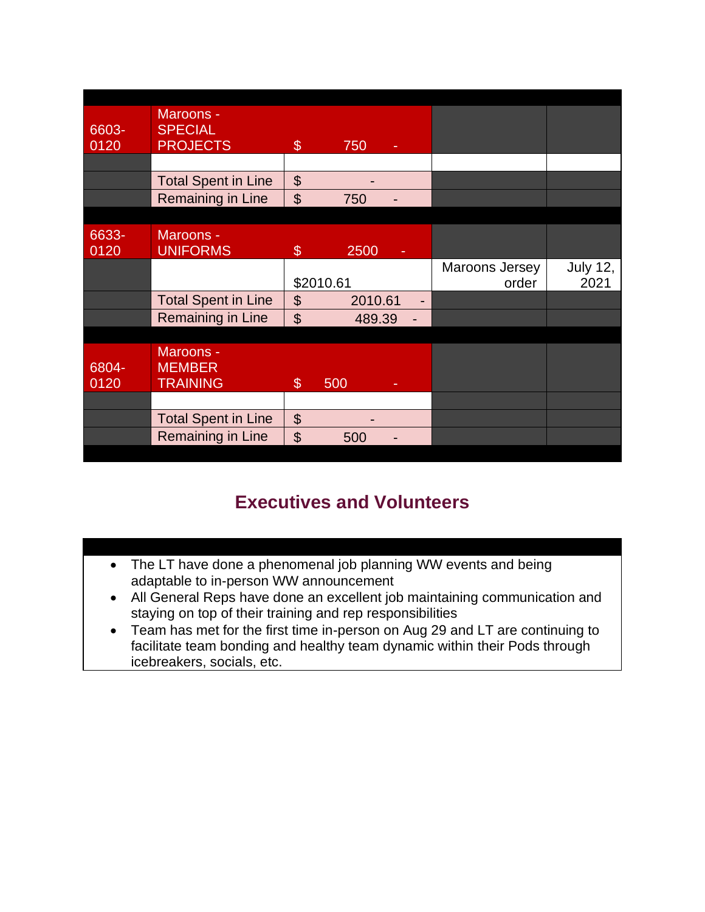| | | | | |
|---|---|---|---|---|
| 6603-0120 | Maroons - SPECIAL PROJECTS | $ 750 - | | |
| | | | | |
| | Total Spent in Line | $ - | | |
| | Remaining in Line | $ 750 - | | |
| | | | | |
| 6633-0120 | Maroons - UNIFORMS | $ 2500 - | | |
| | | $2010.61 | Maroons Jersey order | July 12, 2021 |
| | Total Spent in Line | $ 2010.61 - | | |
| | Remaining in Line | $ 489.39 - | | |
| | | | | |
| 6804-0120 | Maroons - MEMBER TRAINING | $ 500 - | | |
| | | | | |
| | Total Spent in Line | $ - | | |
| | Remaining in Line | $ 500 - | | |

## Executives and Volunteers

- The LT have done a phenomenal job planning WW events and being adaptable to in-person WW announcement
- All General Reps have done an excellent job maintaining communication and staying on top of their training and rep responsibilities
- Team has met for the first time in-person on Aug 29 and LT are continuing to facilitate team bonding and healthy team dynamic within their Pods through icebreakers, socials, etc.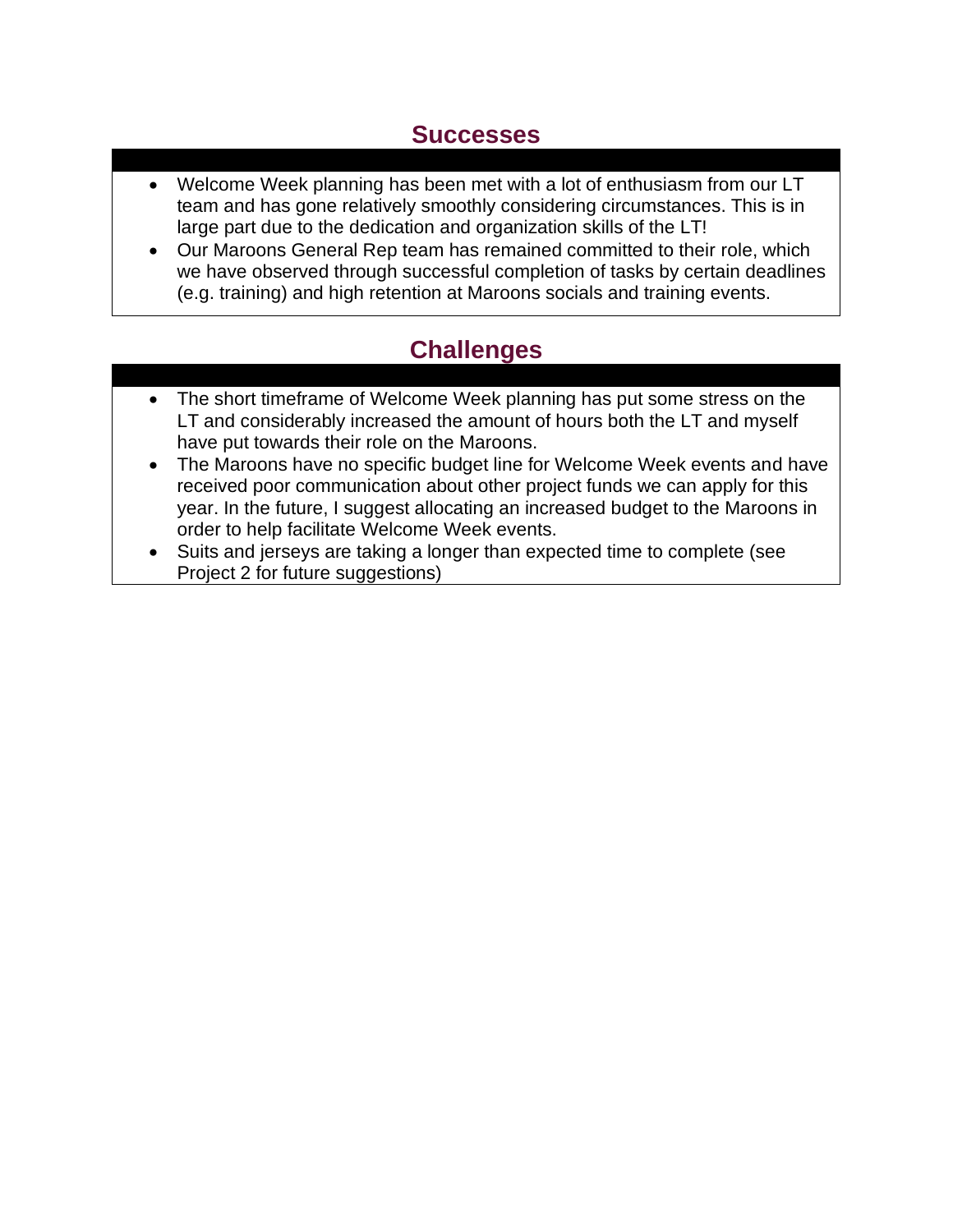## Successes

- Welcome Week planning has been met with a lot of enthusiasm from our LT team and has gone relatively smoothly considering circumstances. This is in large part due to the dedication and organization skills of the LT!
- Our Maroons General Rep team has remained committed to their role, which we have observed through successful completion of tasks by certain deadlines (e.g. training) and high retention at Maroons socials and training events.

## Challenges

- The short timeframe of Welcome Week planning has put some stress on the LT and considerably increased the amount of hours both the LT and myself have put towards their role on the Maroons.
- The Maroons have no specific budget line for Welcome Week events and have received poor communication about other project funds we can apply for this year. In the future, I suggest allocating an increased budget to the Maroons in order to help facilitate Welcome Week events.
- Suits and jerseys are taking a longer than expected time to complete (see Project 2 for future suggestions)